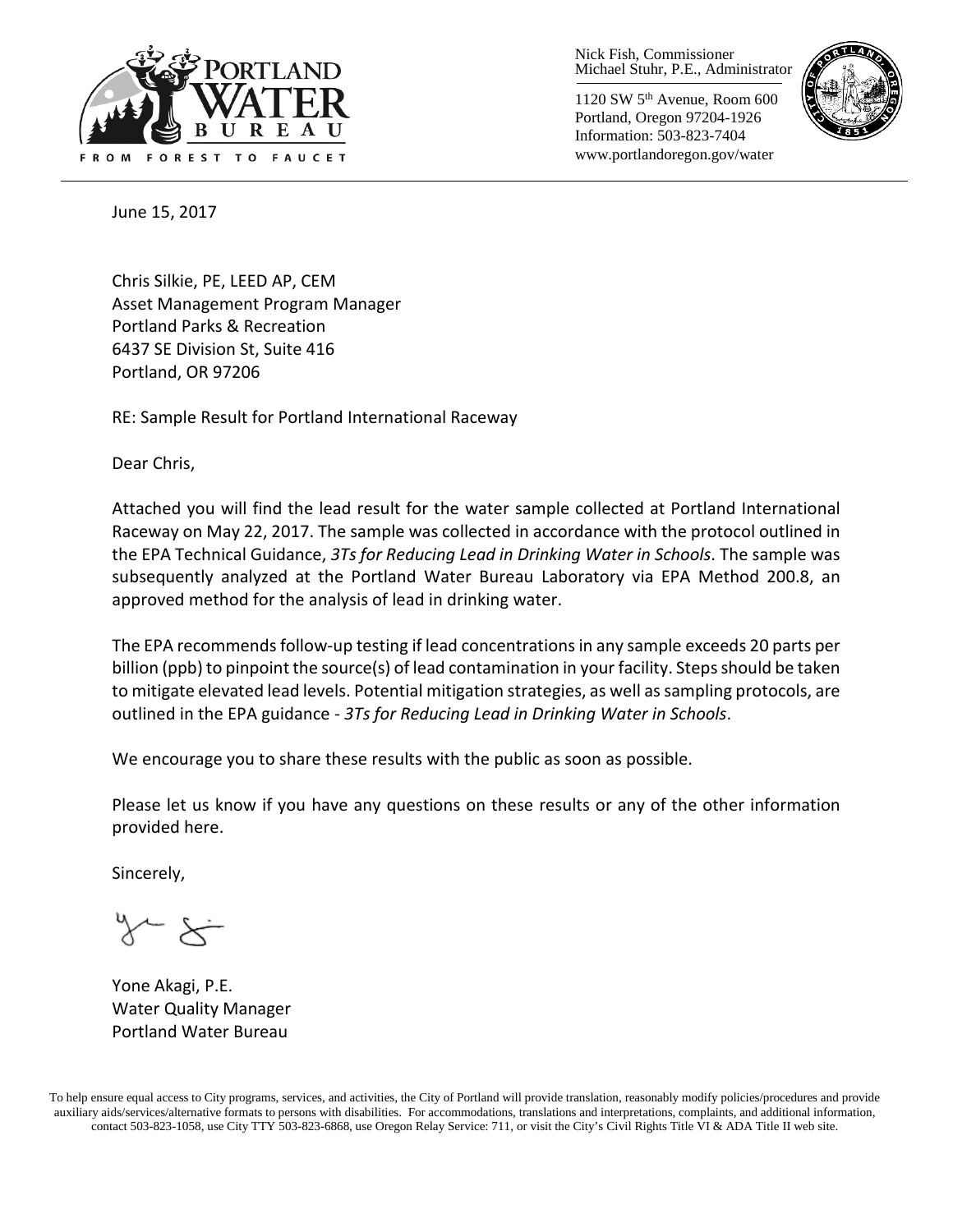Nick Fish, Commissioner
Michael Stuhr, P.E., Administrator

1120 SW 5th Avenue, Room 600
Portland, Oregon 97204-1926
Information: 503-823-7404
www.portlandoregon.gov/water

June 15, 2017

Chris Silkie, PE, LEED AP, CEM
Asset Management Program Manager
Portland Parks & Recreation
6437 SE Division St, Suite 416
Portland, OR 97206

RE: Sample Result for Portland International Raceway

Dear Chris,

Attached you will find the lead result for the water sample collected at Portland International Raceway on May 22, 2017. The sample was collected in accordance with the protocol outlined in the EPA Technical Guidance, *3Ts for Reducing Lead in Drinking Water in Schools*. The sample was subsequently analyzed at the Portland Water Bureau Laboratory via EPA Method 200.8, an approved method for the analysis of lead in drinking water.

The EPA recommends follow-up testing if lead concentrations in any sample exceeds 20 parts per billion (ppb) to pinpoint the source(s) of lead contamination in your facility. Steps should be taken to mitigate elevated lead levels. Potential mitigation strategies, as well as sampling protocols, are outlined in the EPA guidance - *3Ts for Reducing Lead in Drinking Water in Schools*.

We encourage you to share these results with the public as soon as possible.

Please let us know if you have any questions on these results or any of the other information provided here.

Sincerely,

Yone Akagi, P.E.
Water Quality Manager
Portland Water Bureau

To help ensure equal access to City programs, services, and activities, the City of Portland will provide translation, reasonably modify policies/procedures and provide auxiliary aids/services/alternative formats to persons with disabilities. For accommodations, translations and interpretations, complaints, and additional information, contact 503-823-1058, use City TTY 503-823-6868, use Oregon Relay Service: 711, or visit the City's Civil Rights Title VI & ADA Title II web site.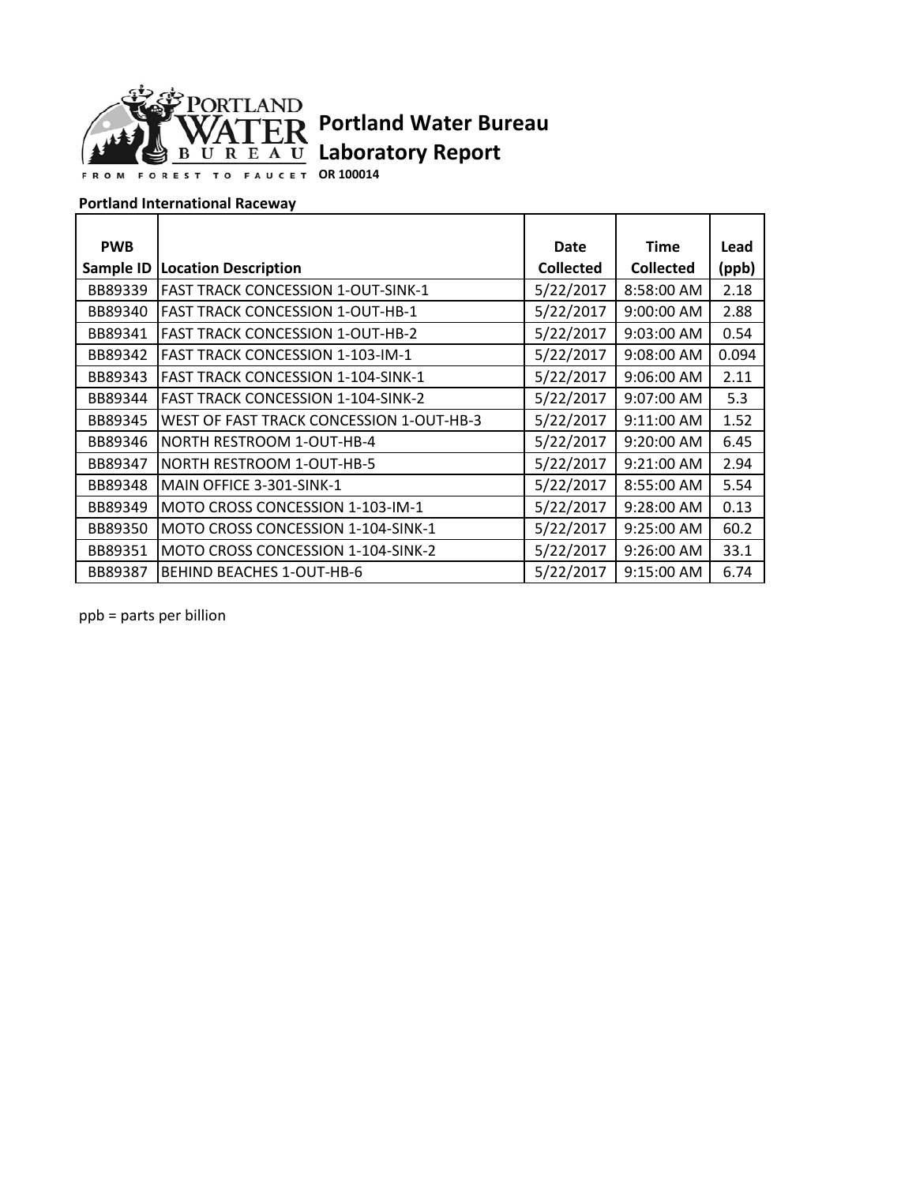# Portland Water Bureau

## Laboratory Report

**OR 100014**

**Portland International Raceway**

| PWB Sample ID | Location Description | Date Collected | Time Collected | Lead (ppb) |
|---|---|---|---|---|
| BB89339 | FAST TRACK CONCESSION 1-OUT-SINK-1 | 5/22/2017 | 8:58:00 AM | 2.18 |
| BB89340 | FAST TRACK CONCESSION 1-OUT-HB-1 | 5/22/2017 | 9:00:00 AM | 2.88 |
| BB89341 | FAST TRACK CONCESSION 1-OUT-HB-2 | 5/22/2017 | 9:03:00 AM | 0.54 |
| BB89342 | FAST TRACK CONCESSION 1-103-IM-1 | 5/22/2017 | 9:08:00 AM | 0.094 |
| BB89343 | FAST TRACK CONCESSION 1-104-SINK-1 | 5/22/2017 | 9:06:00 AM | 2.11 |
| BB89344 | FAST TRACK CONCESSION 1-104-SINK-2 | 5/22/2017 | 9:07:00 AM | 5.3 |
| BB89345 | WEST OF FAST TRACK CONCESSION 1-OUT-HB-3 | 5/22/2017 | 9:11:00 AM | 1.52 |
| BB89346 | NORTH RESTROOM 1-OUT-HB-4 | 5/22/2017 | 9:20:00 AM | 6.45 |
| BB89347 | NORTH RESTROOM 1-OUT-HB-5 | 5/22/2017 | 9:21:00 AM | 2.94 |
| BB89348 | MAIN OFFICE 3-301-SINK-1 | 5/22/2017 | 8:55:00 AM | 5.54 |
| BB89349 | MOTO CROSS CONCESSION 1-103-IM-1 | 5/22/2017 | 9:28:00 AM | 0.13 |
| BB89350 | MOTO CROSS CONCESSION 1-104-SINK-1 | 5/22/2017 | 9:25:00 AM | 60.2 |
| BB89351 | MOTO CROSS CONCESSION 1-104-SINK-2 | 5/22/2017 | 9:26:00 AM | 33.1 |
| BB89387 | BEHIND BEACHES 1-OUT-HB-6 | 5/22/2017 | 9:15:00 AM | 6.74 |

ppb = parts per billion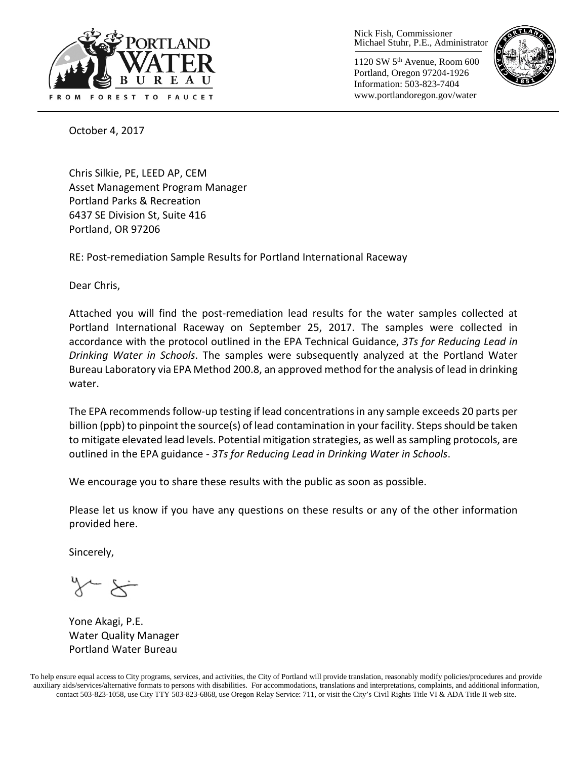Nick Fish, Commissioner
Michael Stuhr, P.E., Administrator

1120 SW 5th Avenue, Room 600
Portland, Oregon 97204-1926
Information: 503-823-7404
www.portlandoregon.gov/water

October 4, 2017

Chris Silkie, PE, LEED AP, CEM
Asset Management Program Manager
Portland Parks & Recreation
6437 SE Division St, Suite 416
Portland, OR 97206

RE: Post-remediation Sample Results for Portland International Raceway

Dear Chris,

Attached you will find the post-remediation lead results for the water samples collected at Portland International Raceway on September 25, 2017. The samples were collected in accordance with the protocol outlined in the EPA Technical Guidance, *3Ts for Reducing Lead in Drinking Water in Schools*. The samples were subsequently analyzed at the Portland Water Bureau Laboratory via EPA Method 200.8, an approved method for the analysis of lead in drinking water.

The EPA recommends follow-up testing if lead concentrations in any sample exceeds 20 parts per billion (ppb) to pinpoint the source(s) of lead contamination in your facility. Steps should be taken to mitigate elevated lead levels. Potential mitigation strategies, as well as sampling protocols, are outlined in the EPA guidance - *3Ts for Reducing Lead in Drinking Water in Schools*.

We encourage you to share these results with the public as soon as possible.

Please let us know if you have any questions on these results or any of the other information provided here.

Sincerely,

Yone Akagi, P.E.
Water Quality Manager
Portland Water Bureau

To help ensure equal access to City programs, services, and activities, the City of Portland will provide translation, reasonably modify policies/procedures and provide auxiliary aids/services/alternative formats to persons with disabilities. For accommodations, translations and interpretations, complaints, and additional information, contact 503-823-1058, use City TTY 503-823-6868, use Oregon Relay Service: 711, or visit the City's Civil Rights Title VI & ADA Title II web site.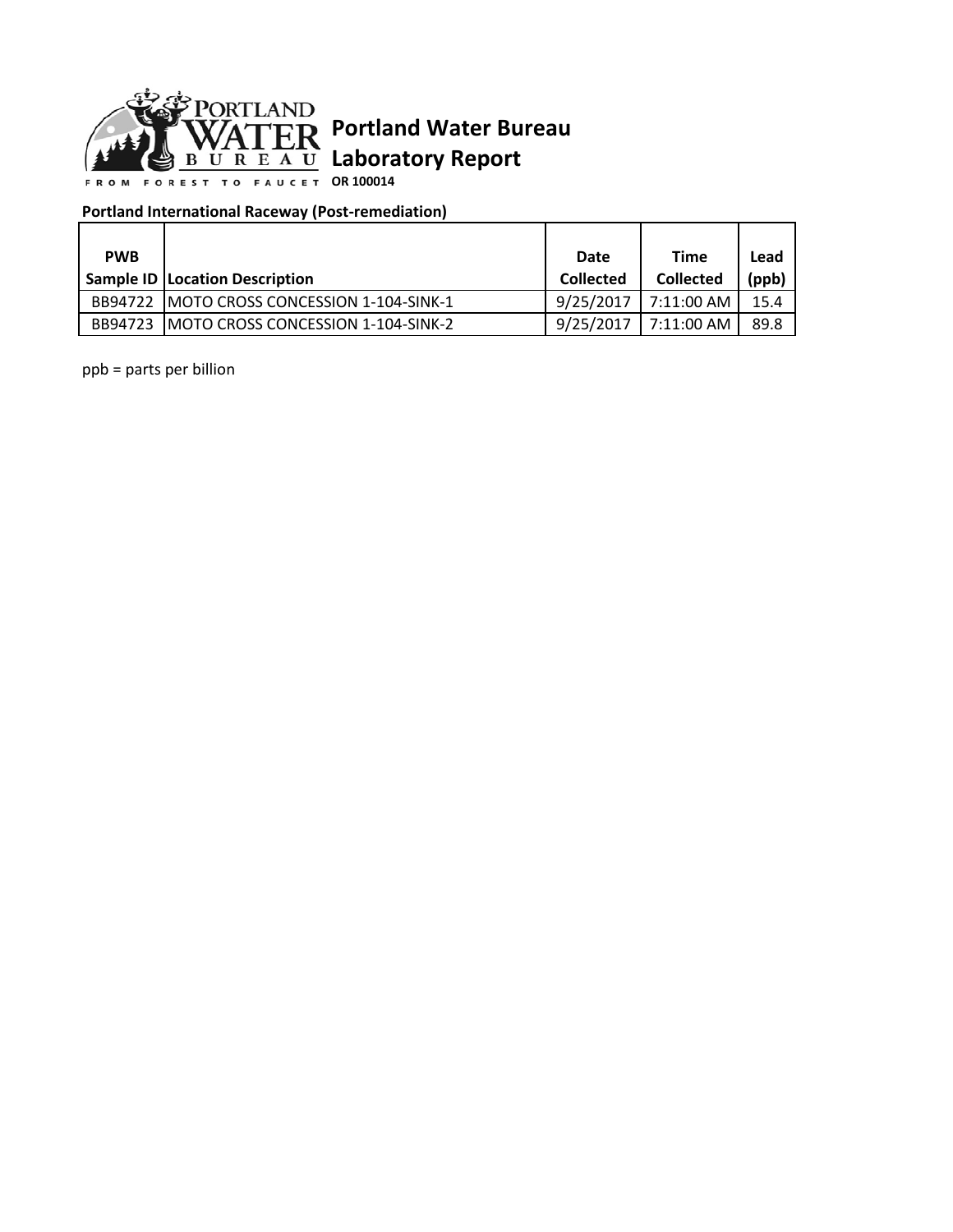# Portland Water Bureau

## Laboratory Report

**OR 100014**

**Portland International Raceway (Post-remediation)**

| PWB Sample ID | Location Description | Date Collected | Time Collected | Lead (ppb) |
|---|---|---|---|---|
| BB94722 | MOTO CROSS CONCESSION 1-104-SINK-1 | 9/25/2017 | 7:11:00 AM | 15.4 |
| BB94723 | MOTO CROSS CONCESSION 1-104-SINK-2 | 9/25/2017 | 7:11:00 AM | 89.8 |

ppb = parts per billion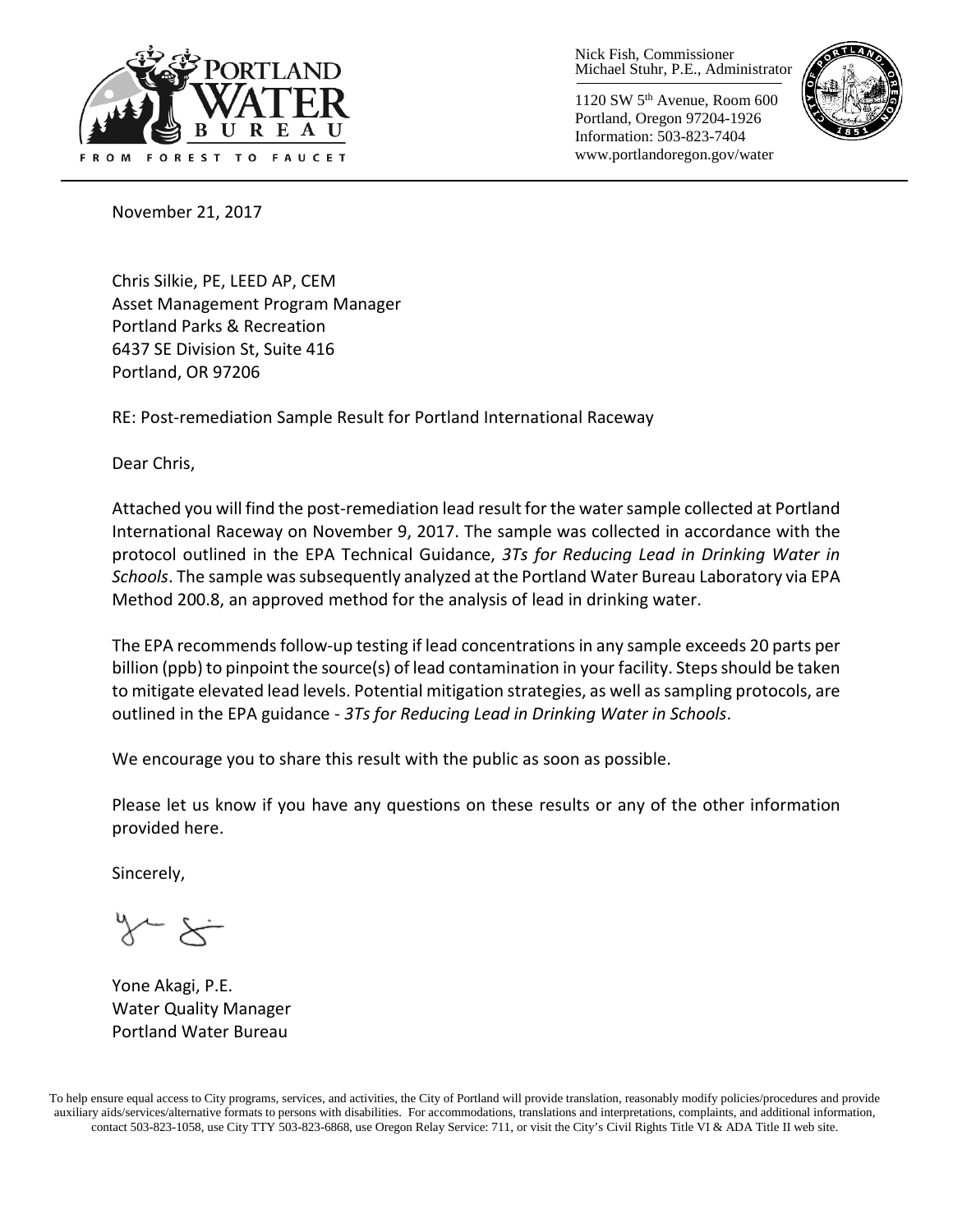Nick Fish, Commissioner
Michael Stuhr, P.E., Administrator

1120 SW 5th Avenue, Room 600
Portland, Oregon 97204-1926
Information: 503-823-7404
www.portlandoregon.gov/water

November 21, 2017

Chris Silkie, PE, LEED AP, CEM
Asset Management Program Manager
Portland Parks & Recreation
6437 SE Division St, Suite 416
Portland, OR 97206

RE: Post-remediation Sample Result for Portland International Raceway

Dear Chris,

Attached you will find the post-remediation lead result for the water sample collected at Portland International Raceway on November 9, 2017. The sample was collected in accordance with the protocol outlined in the EPA Technical Guidance, *3Ts for Reducing Lead in Drinking Water in Schools*. The sample was subsequently analyzed at the Portland Water Bureau Laboratory via EPA Method 200.8, an approved method for the analysis of lead in drinking water.

The EPA recommends follow-up testing if lead concentrations in any sample exceeds 20 parts per billion (ppb) to pinpoint the source(s) of lead contamination in your facility. Steps should be taken to mitigate elevated lead levels. Potential mitigation strategies, as well as sampling protocols, are outlined in the EPA guidance - *3Ts for Reducing Lead in Drinking Water in Schools*.

We encourage you to share this result with the public as soon as possible.

Please let us know if you have any questions on these results or any of the other information provided here.

Sincerely,

Yone Akagi, P.E.
Water Quality Manager
Portland Water Bureau

To help ensure equal access to City programs, services, and activities, the City of Portland will provide translation, reasonably modify policies/procedures and provide auxiliary aids/services/alternative formats to persons with disabilities. For accommodations, translations and interpretations, complaints, and additional information, contact 503-823-1058, use City TTY 503-823-6868, use Oregon Relay Service: 711, or visit the City's Civil Rights Title VI & ADA Title II web site.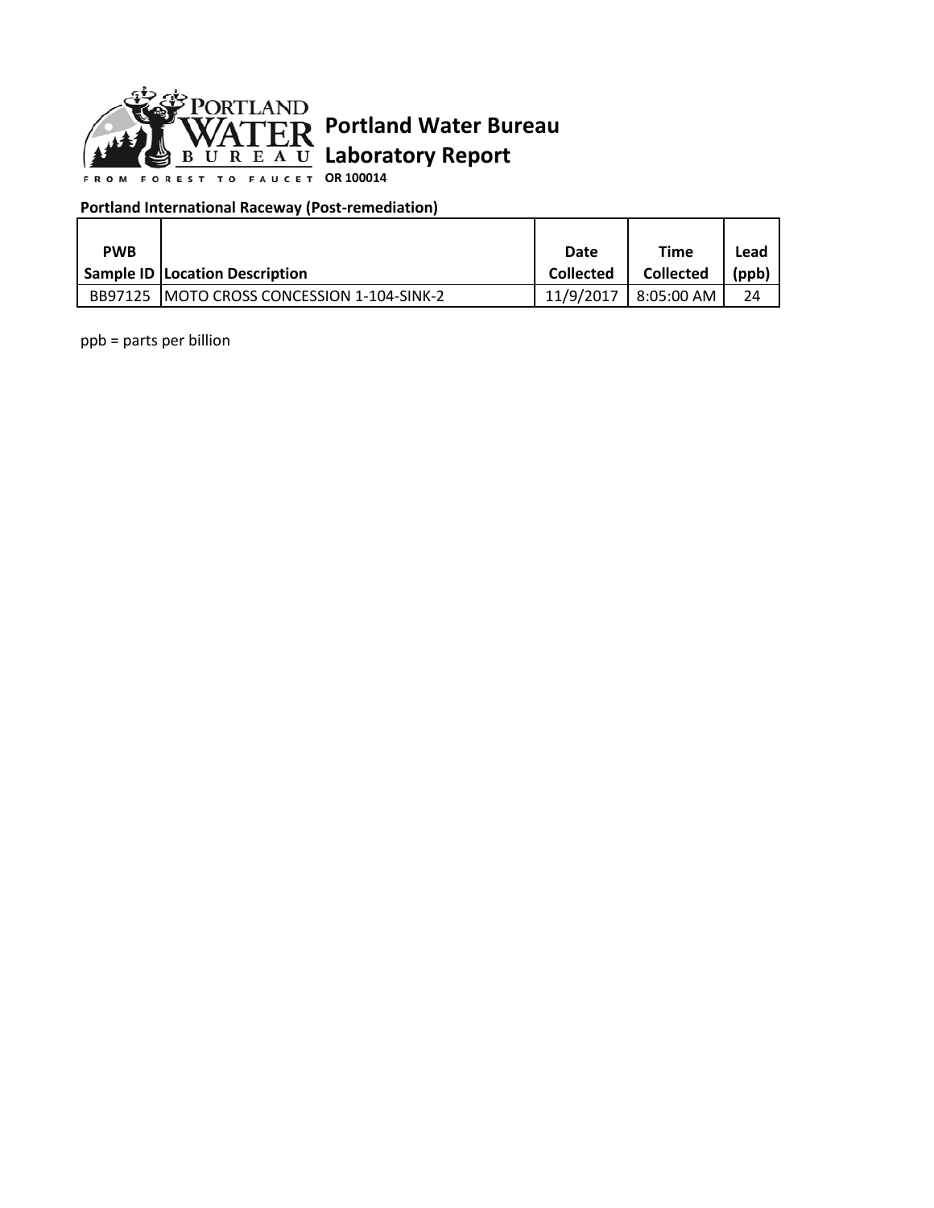# Portland Water Bureau

## Laboratory Report

**OR 100014**

FROM FOREST TO FAUCET

**Portland International Raceway (Post-remediation)**

| PWB Sample ID | Location Description | Date Collected | Time Collected | Lead (ppb) |
|---|---|---|---|---|
| BB97125 | MOTO CROSS CONCESSION 1-104-SINK-2 | 11/9/2017 | 8:05:00 AM | 24 |

ppb = parts per billion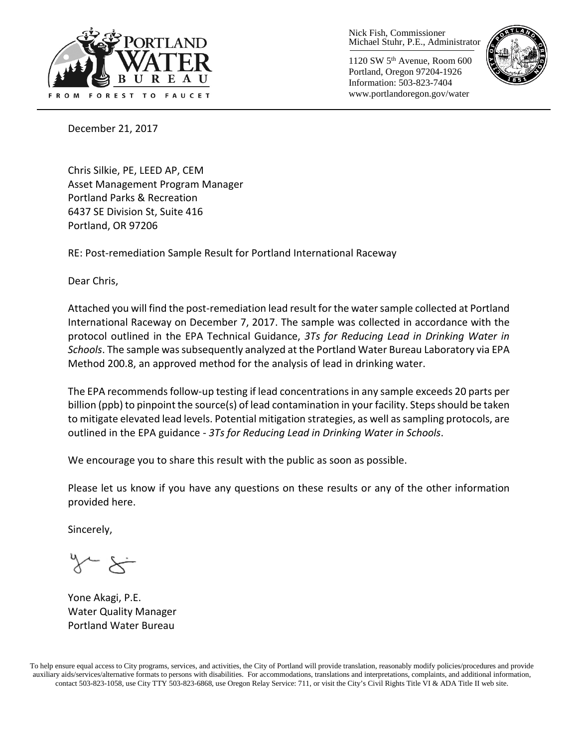PORTLAND WATER BUREAU
FROM FOREST TO FAUCET

Nick Fish, Commissioner
Michael Stuhr, P.E., Administrator

1120 SW 5th Avenue, Room 600
Portland, Oregon 97204-1926
Information: 503-823-7404
www.portlandoregon.gov/water

December 21, 2017

Chris Silkie, PE, LEED AP, CEM
Asset Management Program Manager
Portland Parks & Recreation
6437 SE Division St, Suite 416
Portland, OR 97206

RE: Post-remediation Sample Result for Portland International Raceway

Dear Chris,

Attached you will find the post-remediation lead result for the water sample collected at Portland International Raceway on December 7, 2017. The sample was collected in accordance with the protocol outlined in the EPA Technical Guidance, *3Ts for Reducing Lead in Drinking Water in Schools*. The sample was subsequently analyzed at the Portland Water Bureau Laboratory via EPA Method 200.8, an approved method for the analysis of lead in drinking water.

The EPA recommends follow-up testing if lead concentrations in any sample exceeds 20 parts per billion (ppb) to pinpoint the source(s) of lead contamination in your facility. Steps should be taken to mitigate elevated lead levels. Potential mitigation strategies, as well as sampling protocols, are outlined in the EPA guidance - *3Ts for Reducing Lead in Drinking Water in Schools*.

We encourage you to share this result with the public as soon as possible.

Please let us know if you have any questions on these results or any of the other information provided here.

Sincerely,

Yone Akagi, P.E.
Water Quality Manager
Portland Water Bureau

To help ensure equal access to City programs, services, and activities, the City of Portland will provide translation, reasonably modify policies/procedures and provide auxiliary aids/services/alternative formats to persons with disabilities. For accommodations, translations and interpretations, complaints, and additional information, contact 503-823-1058, use City TTY 503-823-6868, use Oregon Relay Service: 711, or visit the City's Civil Rights Title VI & ADA Title II web site.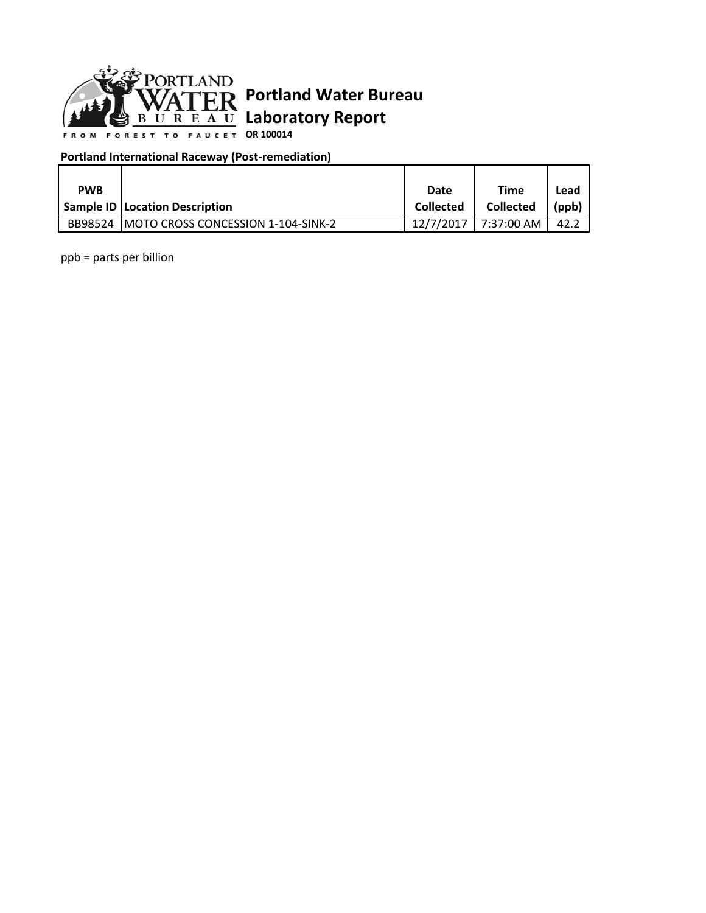# Portland Water Bureau
## Laboratory Report

FROM FOREST TO FAUCET **OR 100014**

**Portland International Raceway (Post-remediation)**

| PWB Sample ID | Location Description | Date Collected | Time Collected | Lead (ppb) |
|---|---|---|---|---|
| BB98524 | MOTO CROSS CONCESSION 1-104-SINK-2 | 12/7/2017 | 7:37:00 AM | 42.2 |

ppb = parts per billion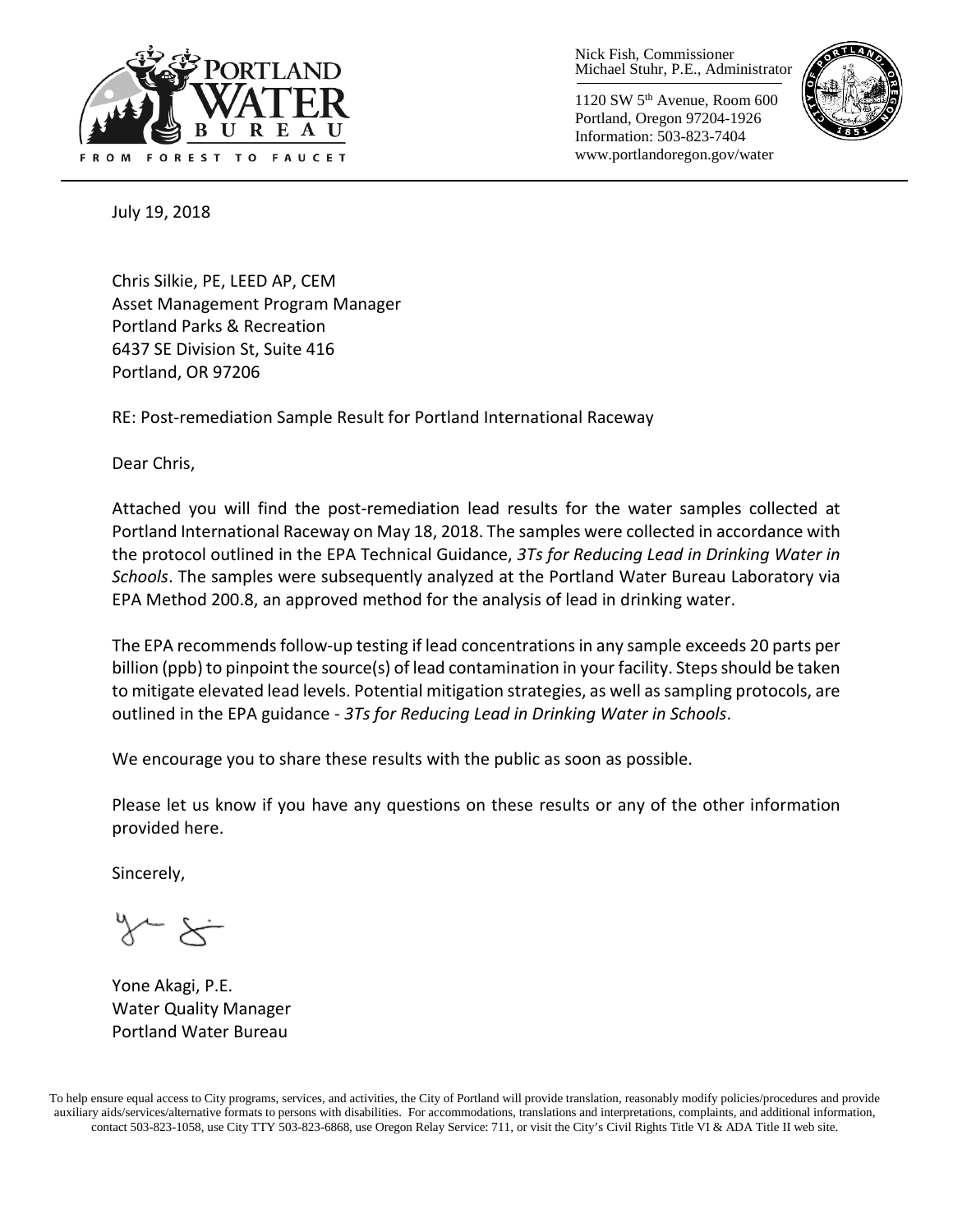Nick Fish, Commissioner
Michael Stuhr, P.E., Administrator

1120 SW 5th Avenue, Room 600
Portland, Oregon 97204-1926
Information: 503-823-7404
www.portlandoregon.gov/water

July 19, 2018

Chris Silkie, PE, LEED AP, CEM
Asset Management Program Manager
Portland Parks & Recreation
6437 SE Division St, Suite 416
Portland, OR 97206

RE: Post-remediation Sample Result for Portland International Raceway

Dear Chris,

Attached you will find the post-remediation lead results for the water samples collected at Portland International Raceway on May 18, 2018. The samples were collected in accordance with the protocol outlined in the EPA Technical Guidance, *3Ts for Reducing Lead in Drinking Water in Schools*. The samples were subsequently analyzed at the Portland Water Bureau Laboratory via EPA Method 200.8, an approved method for the analysis of lead in drinking water.

The EPA recommends follow-up testing if lead concentrations in any sample exceeds 20 parts per billion (ppb) to pinpoint the source(s) of lead contamination in your facility. Steps should be taken to mitigate elevated lead levels. Potential mitigation strategies, as well as sampling protocols, are outlined in the EPA guidance - *3Ts for Reducing Lead in Drinking Water in Schools*.

We encourage you to share these results with the public as soon as possible.

Please let us know if you have any questions on these results or any of the other information provided here.

Sincerely,

Yone Akagi, P.E.
Water Quality Manager
Portland Water Bureau

To help ensure equal access to City programs, services, and activities, the City of Portland will provide translation, reasonably modify policies/procedures and provide auxiliary aids/services/alternative formats to persons with disabilities. For accommodations, translations and interpretations, complaints, and additional information, contact 503-823-1058, use City TTY 503-823-6868, use Oregon Relay Service: 711, or visit the City's Civil Rights Title VI & ADA Title II web site.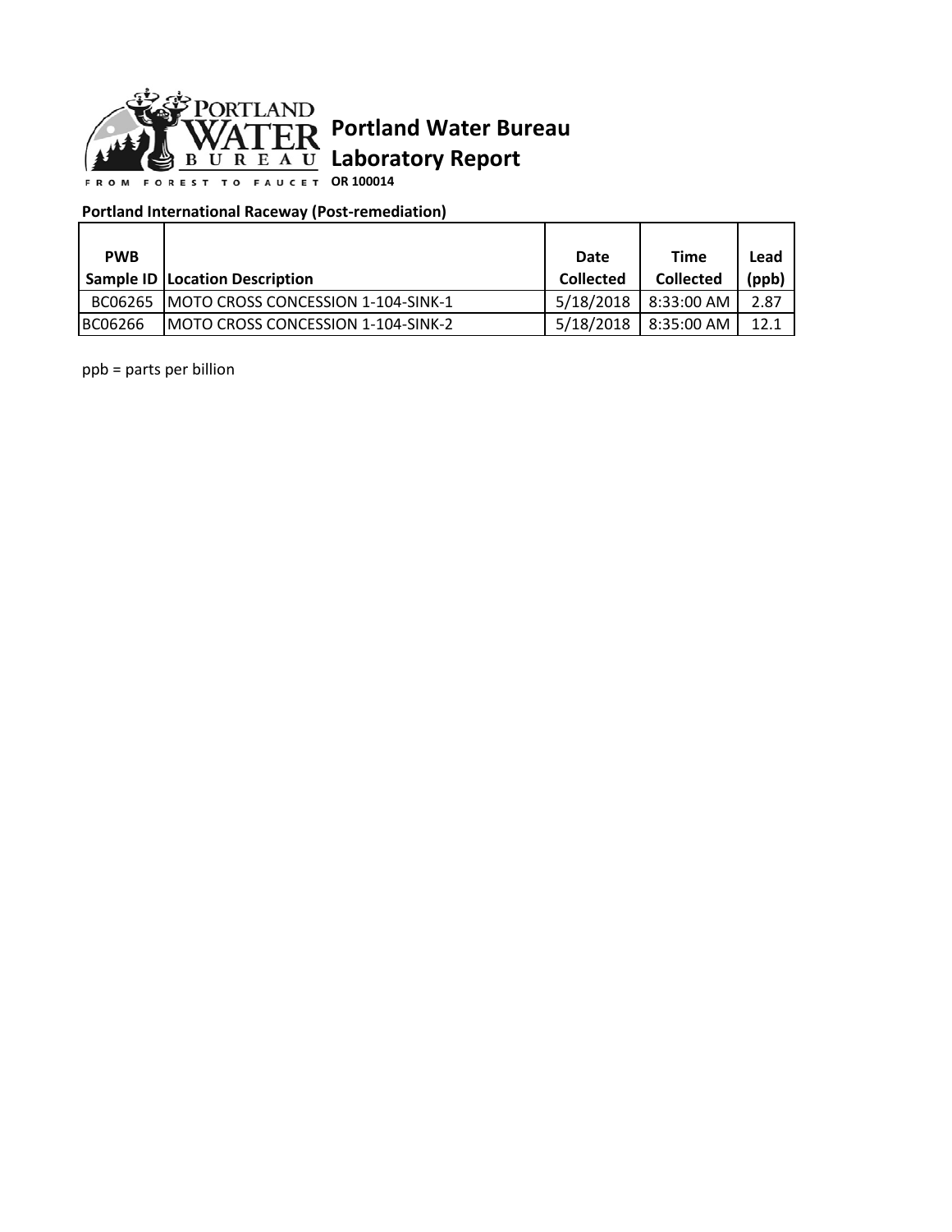PORTLAND WATER BUREAU

FROM FOREST TO FAUCET

# Portland Water Bureau
# Laboratory Report

**OR 100014**

**Portland International Raceway (Post-remediation)**

| PWB Sample ID | Location Description | Date Collected | Time Collected | Lead (ppb) |
|---|---|---|---|---|
| BC06265 | MOTO CROSS CONCESSION 1-104-SINK-1 | 5/18/2018 | 8:33:00 AM | 2.87 |
| BC06266 | MOTO CROSS CONCESSION 1-104-SINK-2 | 5/18/2018 | 8:35:00 AM | 12.1 |

ppb = parts per billion